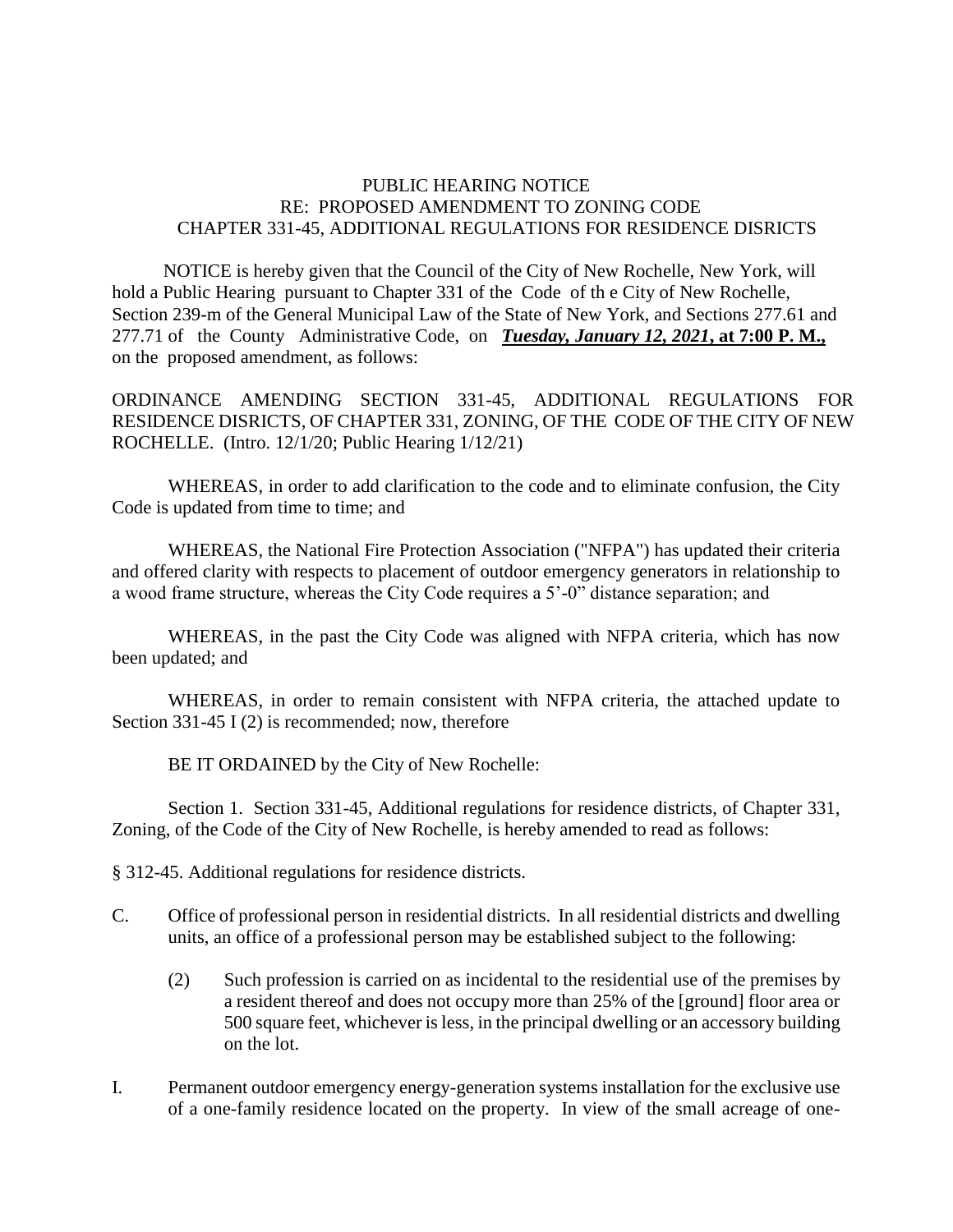PUBLIC HEARING NOTICE
RE: PROPOSED AMENDMENT TO ZONING CODE
CHAPTER 331-45, ADDITIONAL REGULATIONS FOR RESIDENCE DISRICTS

NOTICE is hereby given that the Council of the City of New Rochelle, New York, will hold a Public Hearing pursuant to Chapter 331 of the Code of th e City of New Rochelle, Section 239-m of the General Municipal Law of the State of New York, and Sections 277.61 and 277.71 of the County Administrative Code, on ***Tuesday, January 12, 2021*, at 7:00 P. M.,** on the proposed amendment, as follows:

ORDINANCE AMENDING SECTION 331-45, ADDITIONAL REGULATIONS FOR RESIDENCE DISRICTS, OF CHAPTER 331, ZONING, OF THE CODE OF THE CITY OF NEW ROCHELLE. (Intro. 12/1/20; Public Hearing 1/12/21)

WHEREAS, in order to add clarification to the code and to eliminate confusion, the City Code is updated from time to time; and

WHEREAS, the National Fire Protection Association ("NFPA") has updated their criteria and offered clarity with respects to placement of outdoor emergency generators in relationship to a wood frame structure, whereas the City Code requires a 5'-0" distance separation; and

WHEREAS, in the past the City Code was aligned with NFPA criteria, which has now been updated; and

WHEREAS, in order to remain consistent with NFPA criteria, the attached update to Section 331-45 I (2) is recommended; now, therefore

BE IT ORDAINED by the City of New Rochelle:

Section 1. Section 331-45, Additional regulations for residence districts, of Chapter 331, Zoning, of the Code of the City of New Rochelle, is hereby amended to read as follows:

§ 312-45. Additional regulations for residence districts.

C. Office of professional person in residential districts. In all residential districts and dwelling units, an office of a professional person may be established subject to the following:

   (2) Such profession is carried on as incidental to the residential use of the premises by a resident thereof and does not occupy more than 25% of the [ground] floor area or 500 square feet, whichever is less, in the principal dwelling or an accessory building on the lot.

I. Permanent outdoor emergency energy-generation systems installation for the exclusive use of a one-family residence located on the property. In view of the small acreage of one-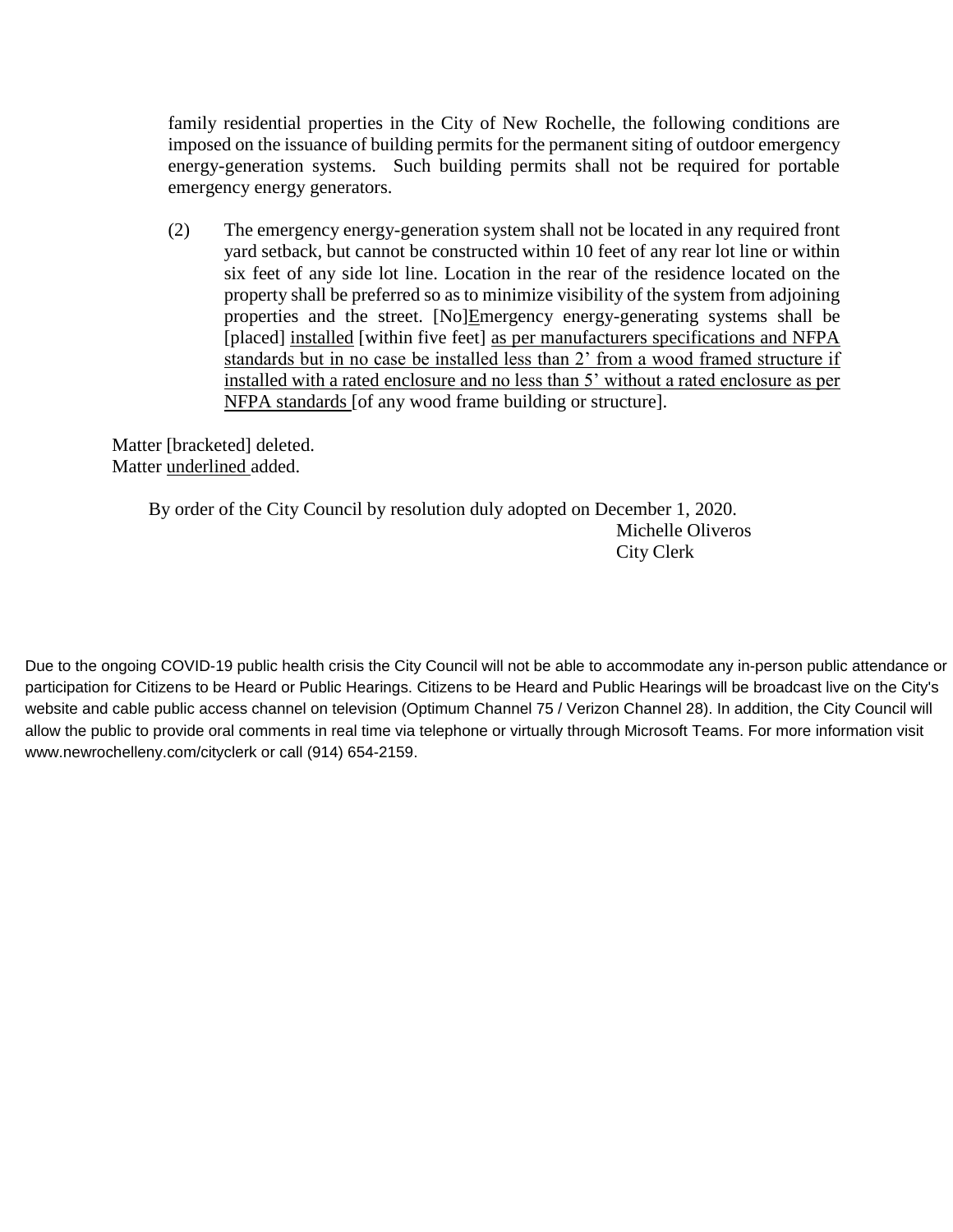family residential properties in the City of New Rochelle, the following conditions are imposed on the issuance of building permits for the permanent siting of outdoor emergency energy-generation systems. Such building permits shall not be required for portable emergency energy generators.

(2) The emergency energy-generation system shall not be located in any required front yard setback, but cannot be constructed within 10 feet of any rear lot line or within six feet of any side lot line. Location in the rear of the residence located on the property shall be preferred so as to minimize visibility of the system from adjoining properties and the street. [No]<u>E</u>mergency energy-generating systems shall be [placed] <u>installed</u> [within five feet] <u>as per manufacturers specifications and NFPA standards but in no case be installed less than 2' from a wood framed structure if installed with a rated enclosure and no less than 5' without a rated enclosure as per NFPA standards</u> [of any wood frame building or structure].

Matter [bracketed] deleted.
Matter <u>underlined</u> added.

By order of the City Council by resolution duly adopted on December 1, 2020.

Michelle Oliveros
City Clerk

Due to the ongoing COVID-19 public health crisis the City Council will not be able to accommodate any in-person public attendance or participation for Citizens to be Heard or Public Hearings. Citizens to be Heard and Public Hearings will be broadcast live on the City's website and cable public access channel on television (Optimum Channel 75 / Verizon Channel 28). In addition, the City Council will allow the public to provide oral comments in real time via telephone or virtually through Microsoft Teams. For more information visit www.newrochelleny.com/cityclerk or call (914) 654-2159.